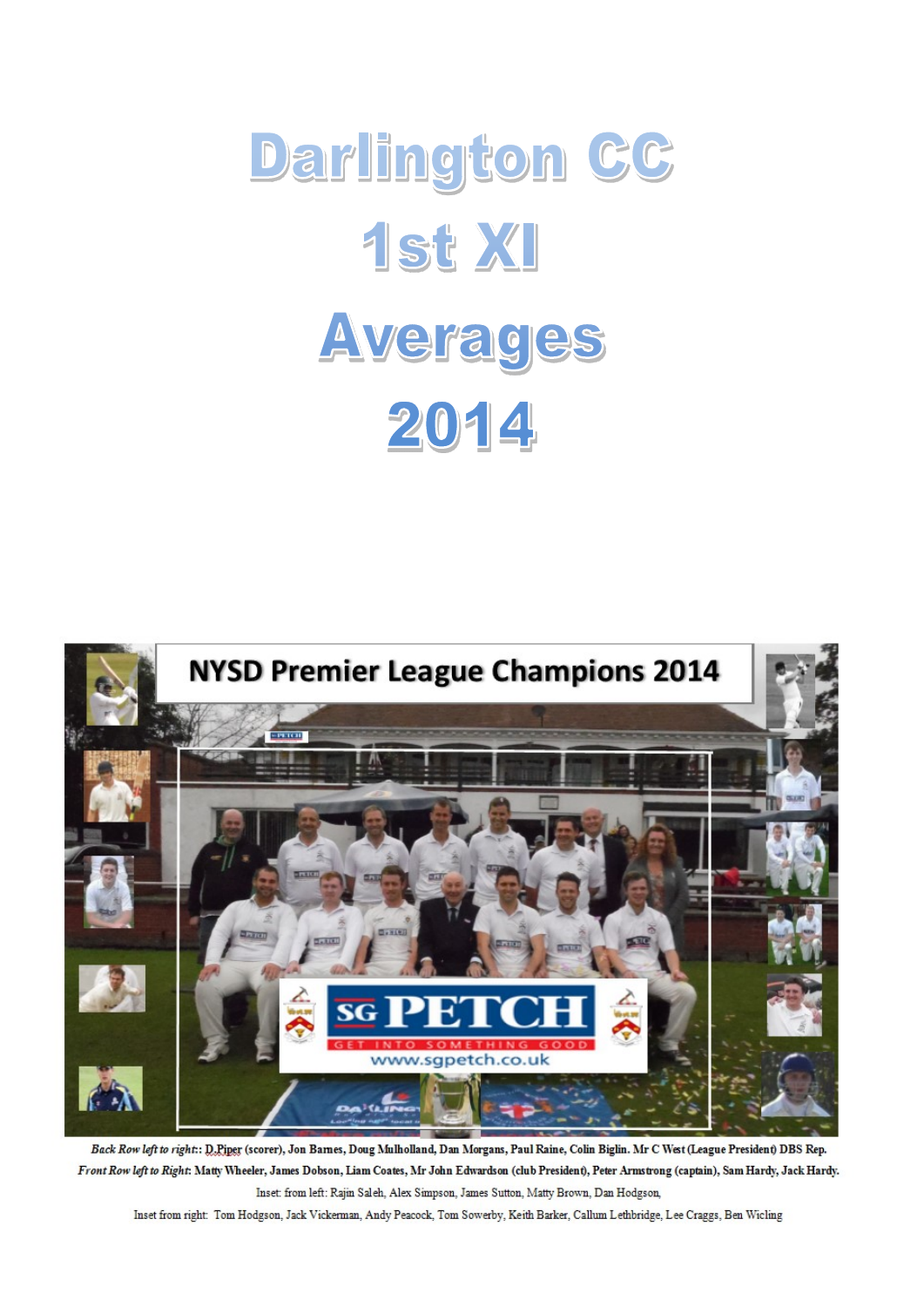# Darlington CC

# 1st XI

# Averages

# 2014

NYSD Premier League Champions 2014

SG PETCH
GET INTO SOMETHING GOOD
www.sgpetch.co.uk

*Back Row left to right:*: D Piper (scorer), Jon Barnes, Doug Mulholland, Dan Morgans, Paul Raine, Colin Biglin. Mr C West (League President) DBS Rep.

*Front Row left to Right*: Matty Wheeler, James Dobson, Liam Coates, Mr John Edwardson (club President), Peter Armstrong (captain), Sam Hardy, Jack Hardy.

Inset: from left: Rajin Saleh, Alex Simpson, James Sutton, Matty Brown, Dan Hodgson,

Inset from right: Tom Hodgson, Jack Vickerman, Andy Peacock, Tom Sowerby, Keith Barker, Callum Lethbridge, Lee Craggs, Ben Wicling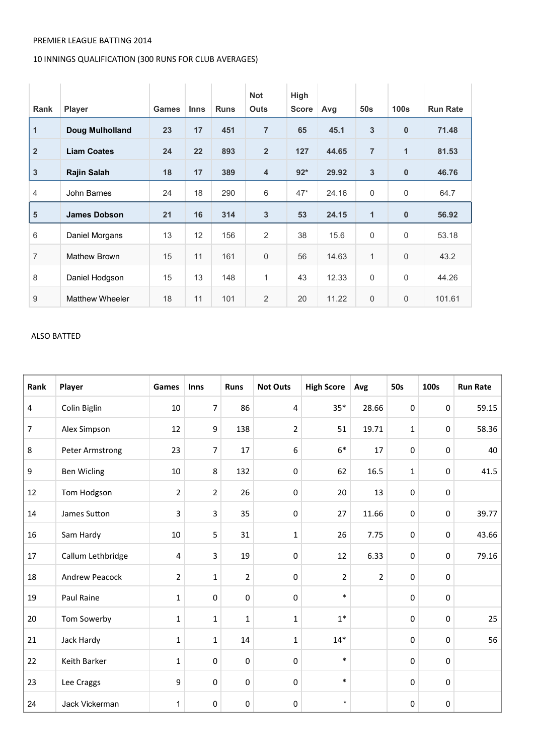PREMIER LEAGUE BATTING 2014

10 INNINGS QUALIFICATION (300 RUNS FOR CLUB AVERAGES)

| Rank | Player | Games | Inns | Runs | Not Outs | High Score | Avg | 50s | 100s | Run Rate |
|---|---|---|---|---|---|---|---|---|---|---|
| 1 | **Doug Mulholland** | **23** | **17** | **451** | **7** | **65** | **45.1** | **3** | **0** | **71.48** |
| 2 | **Liam Coates** | **24** | **22** | **893** | **2** | **127** | **44.65** | **7** | **1** | **81.53** |
| 3 | **Rajin Salah** | **18** | **17** | **389** | **4** | **92*** | **29.92** | **3** | **0** | **46.76** |
| 4 | John Barnes | 24 | 18 | 290 | 6 | 47* | 24.16 | 0 | 0 | 64.7 |
| 5 | **James Dobson** | **21** | **16** | **314** | **3** | **53** | **24.15** | **1** | **0** | **56.92** |
| 6 | Daniel Morgans | 13 | 12 | 156 | 2 | 38 | 15.6 | 0 | 0 | 53.18 |
| 7 | Mathew Brown | 15 | 11 | 161 | 0 | 56 | 14.63 | 1 | 0 | 43.2 |
| 8 | Daniel Hodgson | 15 | 13 | 148 | 1 | 43 | 12.33 | 0 | 0 | 44.26 |
| 9 | Matthew Wheeler | 18 | 11 | 101 | 2 | 20 | 11.22 | 0 | 0 | 101.61 |

ALSO BATTED

| Rank | Player | Games | Inns | Runs | Not Outs | High Score | Avg | 50s | 100s | Run Rate |
|---|---|---|---|---|---|---|---|---|---|---|
| 4 | Colin Biglin | 10 | 7 | 86 | 4 | 35* | 28.66 | 0 | 0 | 59.15 |
| 7 | Alex Simpson | 12 | 9 | 138 | 2 | 51 | 19.71 | 1 | 0 | 58.36 |
| 8 | Peter Armstrong | 23 | 7 | 17 | 6 | 6* | 17 | 0 | 0 | 40 |
| 9 | Ben Wicling | 10 | 8 | 132 | 0 | 62 | 16.5 | 1 | 0 | 41.5 |
| 12 | Tom Hodgson | 2 | 2 | 26 | 0 | 20 | 13 | 0 | 0 | |
| 14 | James Sutton | 3 | 3 | 35 | 0 | 27 | 11.66 | 0 | 0 | 39.77 |
| 16 | Sam Hardy | 10 | 5 | 31 | 1 | 26 | 7.75 | 0 | 0 | 43.66 |
| 17 | Callum Lethbridge | 4 | 3 | 19 | 0 | 12 | 6.33 | 0 | 0 | 79.16 |
| 18 | Andrew Peacock | 2 | 1 | 2 | 0 | 2 | 2 | 0 | 0 | |
| 19 | Paul Raine | 1 | 0 | 0 | 0 | * | | 0 | 0 | |
| 20 | Tom Sowerby | 1 | 1 | 1 | 1 | 1* | | 0 | 0 | 25 |
| 21 | Jack Hardy | 1 | 1 | 14 | 1 | 14* | | 0 | 0 | 56 |
| 22 | Keith Barker | 1 | 0 | 0 | 0 | * | | 0 | 0 | |
| 23 | Lee Craggs | 9 | 0 | 0 | 0 | * | | 0 | 0 | |
| 24 | Jack Vickerman | 1 | 0 | 0 | 0 | * | | 0 | 0 | |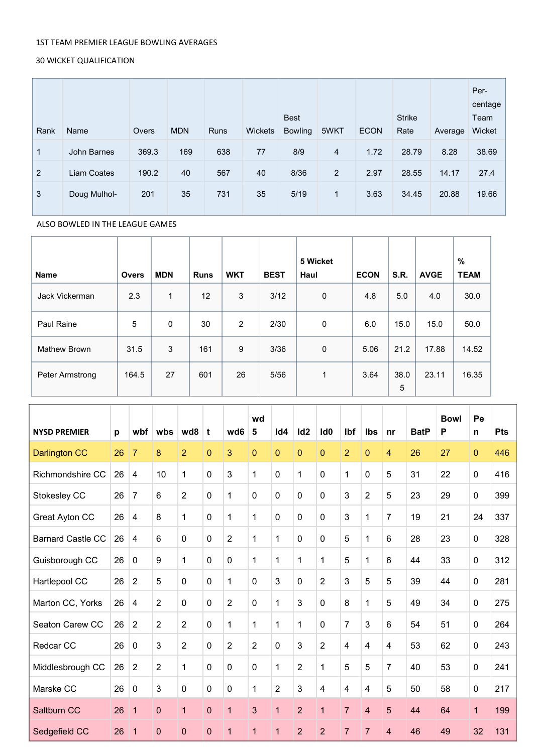1ST TEAM PREMIER LEAGUE BOWLING AVERAGES

30 WICKET QUALIFICATION

| Rank | Name | Overs | MDN | Runs | Wickets | Best Bowling | 5WKT | ECON | Strike Rate | Average | Per-centage Team Wicket |
|---|---|---|---|---|---|---|---|---|---|---|---|
| 1 | John Barnes | 369.3 | 169 | 638 | 77 | 8/9 | 4 | 1.72 | 28.79 | 8.28 | 38.69 |
| 2 | Liam Coates | 190.2 | 40 | 567 | 40 | 8/36 | 2 | 2.97 | 28.55 | 14.17 | 27.4 |
| 3 | Doug Mulhol- | 201 | 35 | 731 | 35 | 5/19 | 1 | 3.63 | 34.45 | 20.88 | 19.66 |

ALSO BOWLED IN THE LEAGUE GAMES

| Name | Overs | MDN | Runs | WKT | BEST | 5 Wicket Haul | ECON | S.R. | AVGE | % TEAM |
|---|---|---|---|---|---|---|---|---|---|---|
| Jack Vickerman | 2.3 | 1 | 12 | 3 | 3/12 | 0 | 4.8 | 5.0 | 4.0 | 30.0 |
| Paul Raine | 5 | 0 | 30 | 2 | 2/30 | 0 | 6.0 | 15.0 | 15.0 | 50.0 |
| Mathew Brown | 31.5 | 3 | 161 | 9 | 3/36 | 0 | 5.06 | 21.2 | 17.88 | 14.52 |
| Peter Armstrong | 164.5 | 27 | 601 | 26 | 5/56 | 1 | 3.64 | 38.05 | 23.11 | 16.35 |

| NYSD PREMIER | p | wbf | wbs | wd8 | t | wd6 | wd5 | ld4 | ld2 | ld0 | lbf | lbs | nr | BatP | Bowl P | Pen | Pts |
|---|---|---|---|---|---|---|---|---|---|---|---|---|---|---|---|---|---|
| Darlington CC | 26 | 7 | 8 | 2 | 0 | 3 | 0 | 0 | 0 | 0 | 2 | 0 | 4 | 26 | 27 | 0 | 446 |
| Richmondshire CC | 26 | 4 | 10 | 1 | 0 | 3 | 1 | 0 | 1 | 0 | 1 | 0 | 5 | 31 | 22 | 0 | 416 |
| Stokesley CC | 26 | 7 | 6 | 2 | 0 | 1 | 0 | 0 | 0 | 0 | 3 | 2 | 5 | 23 | 29 | 0 | 399 |
| Great Ayton CC | 26 | 4 | 8 | 1 | 0 | 1 | 1 | 0 | 0 | 0 | 3 | 1 | 7 | 19 | 21 | 24 | 337 |
| Barnard Castle CC | 26 | 4 | 6 | 0 | 0 | 2 | 1 | 1 | 0 | 0 | 5 | 1 | 6 | 28 | 23 | 0 | 328 |
| Guisborough CC | 26 | 0 | 9 | 1 | 0 | 0 | 1 | 1 | 1 | 1 | 5 | 1 | 6 | 44 | 33 | 0 | 312 |
| Hartlepool CC | 26 | 2 | 5 | 0 | 0 | 1 | 0 | 3 | 0 | 2 | 3 | 5 | 5 | 39 | 44 | 0 | 281 |
| Marton CC, Yorks | 26 | 4 | 2 | 0 | 0 | 2 | 0 | 1 | 3 | 0 | 8 | 1 | 5 | 49 | 34 | 0 | 275 |
| Seaton Carew CC | 26 | 2 | 2 | 2 | 0 | 1 | 1 | 1 | 1 | 0 | 7 | 3 | 6 | 54 | 51 | 0 | 264 |
| Redcar CC | 26 | 0 | 3 | 2 | 0 | 2 | 2 | 0 | 3 | 2 | 4 | 4 | 4 | 53 | 62 | 0 | 243 |
| Middlesbrough CC | 26 | 2 | 2 | 1 | 0 | 0 | 0 | 1 | 2 | 1 | 5 | 5 | 7 | 40 | 53 | 0 | 241 |
| Marske CC | 26 | 0 | 3 | 0 | 0 | 0 | 1 | 2 | 3 | 4 | 4 | 4 | 5 | 50 | 58 | 0 | 217 |
| Saltburn CC | 26 | 1 | 0 | 1 | 0 | 1 | 3 | 1 | 2 | 1 | 7 | 4 | 5 | 44 | 64 | 1 | 199 |
| Sedgefield CC | 26 | 1 | 0 | 0 | 0 | 1 | 1 | 1 | 2 | 2 | 7 | 7 | 4 | 46 | 49 | 32 | 131 |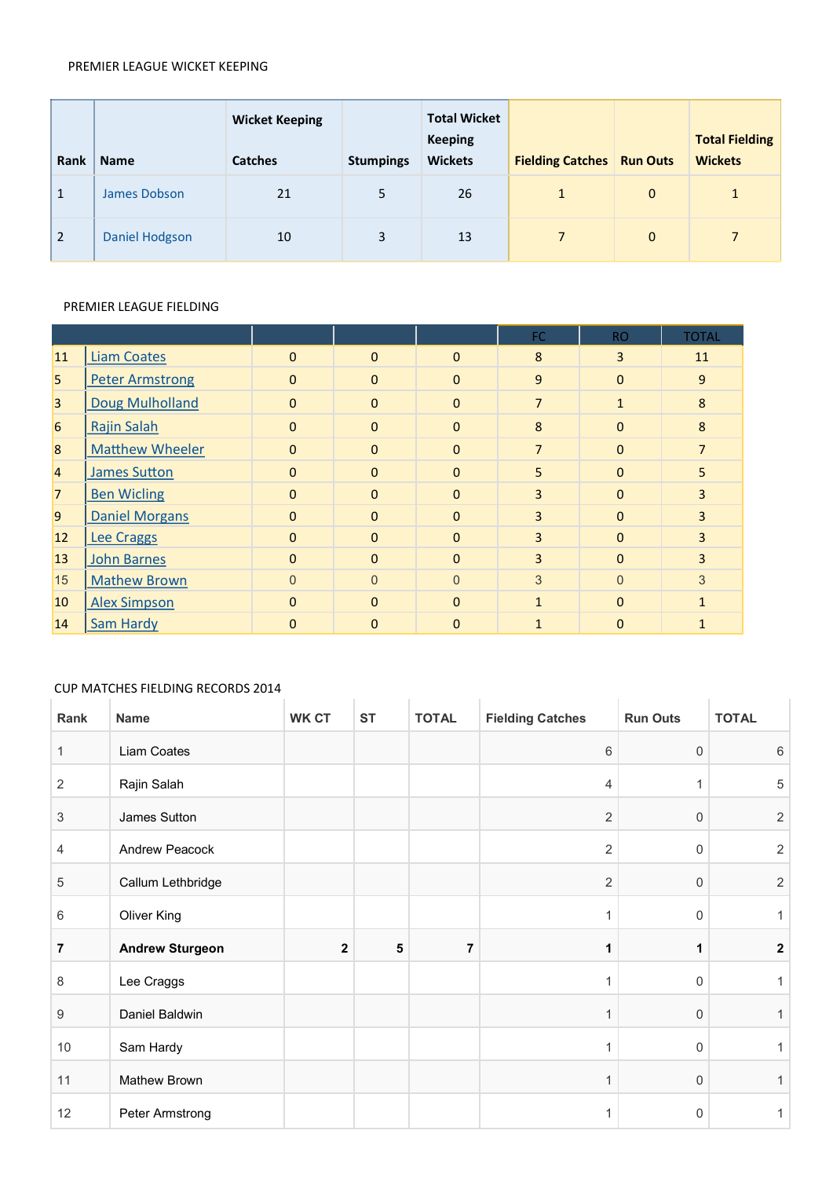PREMIER LEAGUE WICKET KEEPING

| Rank | Name | Wicket Keeping Catches | Stumpings | Total Wicket Keeping Wickets | Fielding Catches | Run Outs | Total Fielding Wickets |
|---|---|---|---|---|---|---|---|
| 1 | James Dobson | 21 | 5 | 26 | 1 | 0 | 1 |
| 2 | Daniel Hodgson | 10 | 3 | 13 | 7 | 0 | 7 |

PREMIER LEAGUE FIELDING

| | | | | | FC | RO | TOTAL |
|---|---|---|---|---|---|---|---|
| 11 | Liam Coates | 0 | 0 | 0 | 8 | 3 | 11 |
| 5 | Peter Armstrong | 0 | 0 | 0 | 9 | 0 | 9 |
| 3 | Doug Mulholland | 0 | 0 | 0 | 7 | 1 | 8 |
| 6 | Rajin Salah | 0 | 0 | 0 | 8 | 0 | 8 |
| 8 | Matthew Wheeler | 0 | 0 | 0 | 7 | 0 | 7 |
| 4 | James Sutton | 0 | 0 | 0 | 5 | 0 | 5 |
| 7 | Ben Wicling | 0 | 0 | 0 | 3 | 0 | 3 |
| 9 | Daniel Morgans | 0 | 0 | 0 | 3 | 0 | 3 |
| 12 | Lee Craggs | 0 | 0 | 0 | 3 | 0 | 3 |
| 13 | John Barnes | 0 | 0 | 0 | 3 | 0 | 3 |
| 15 | Mathew Brown | 0 | 0 | 0 | 3 | 0 | 3 |
| 10 | Alex Simpson | 0 | 0 | 0 | 1 | 0 | 1 |
| 14 | Sam Hardy | 0 | 0 | 0 | 1 | 0 | 1 |

CUP MATCHES FIELDING RECORDS 2014

| Rank | Name | WK CT | ST | TOTAL | Fielding Catches | Run Outs | TOTAL |
|---|---|---|---|---|---|---|---|
| 1 | Liam Coates | | | | 6 | 0 | 6 |
| 2 | Rajin Salah | | | | 4 | 1 | 5 |
| 3 | James Sutton | | | | 2 | 0 | 2 |
| 4 | Andrew Peacock | | | | 2 | 0 | 2 |
| 5 | Callum Lethbridge | | | | 2 | 0 | 2 |
| 6 | Oliver King | | | | 1 | 0 | 1 |
| **7** | **Andrew Sturgeon** | **2** | **5** | **7** | **1** | **1** | **2** |
| 8 | Lee Craggs | | | | 1 | 0 | 1 |
| 9 | Daniel Baldwin | | | | 1 | 0 | 1 |
| 10 | Sam Hardy | | | | 1 | 0 | 1 |
| 11 | Mathew Brown | | | | 1 | 0 | 1 |
| 12 | Peter Armstrong | | | | 1 | 0 | 1 |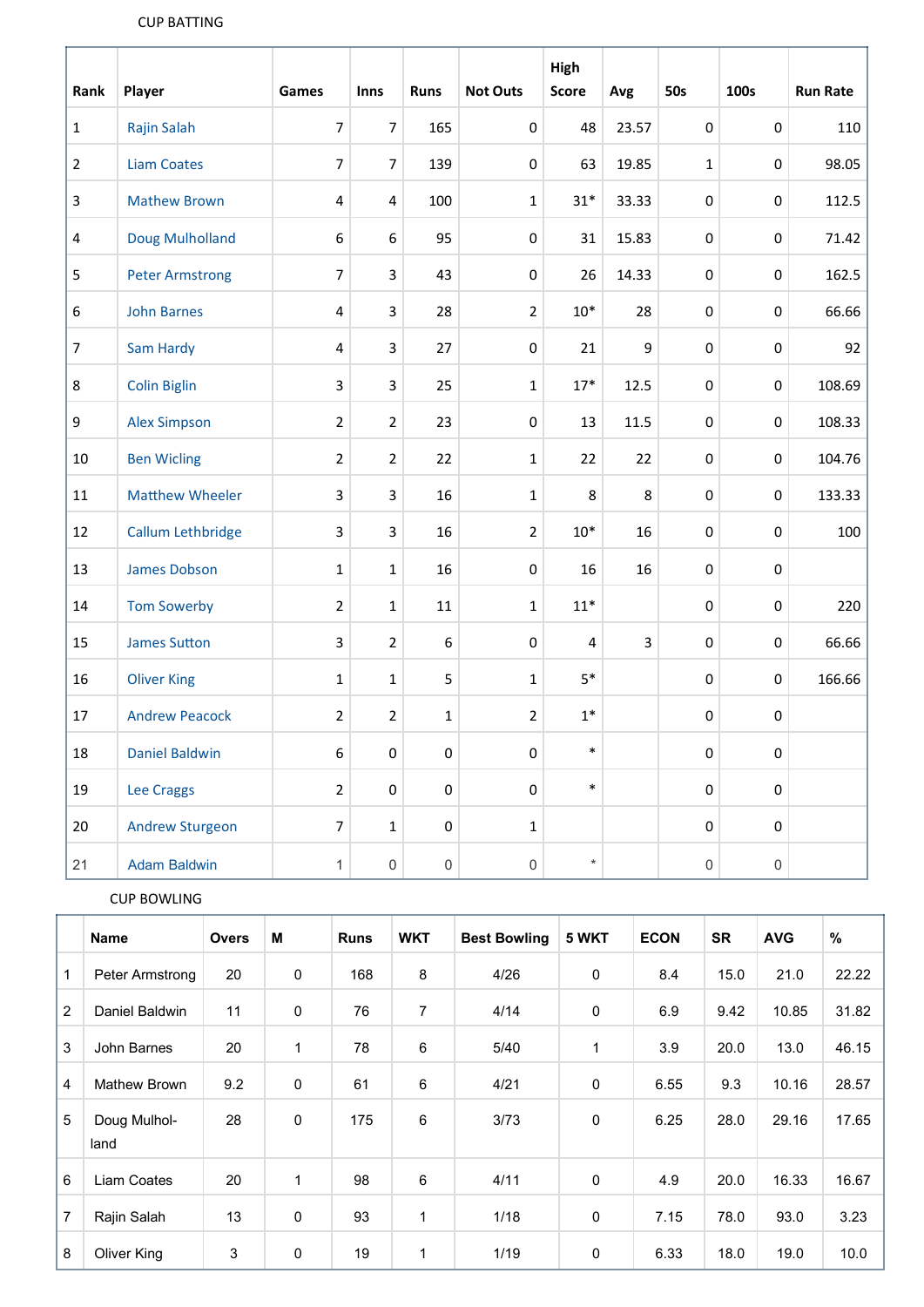CUP BATTING

| Rank | Player | Games | Inns | Runs | Not Outs | High Score | Avg | 50s | 100s | Run Rate |
|---|---|---|---|---|---|---|---|---|---|---|
| 1 | Rajin Salah | 7 | 7 | 165 | 0 | 48 | 23.57 | 0 | 0 | 110 |
| 2 | Liam Coates | 7 | 7 | 139 | 0 | 63 | 19.85 | 1 | 0 | 98.05 |
| 3 | Mathew Brown | 4 | 4 | 100 | 1 | 31* | 33.33 | 0 | 0 | 112.5 |
| 4 | Doug Mulholland | 6 | 6 | 95 | 0 | 31 | 15.83 | 0 | 0 | 71.42 |
| 5 | Peter Armstrong | 7 | 3 | 43 | 0 | 26 | 14.33 | 0 | 0 | 162.5 |
| 6 | John Barnes | 4 | 3 | 28 | 2 | 10* | 28 | 0 | 0 | 66.66 |
| 7 | Sam Hardy | 4 | 3 | 27 | 0 | 21 | 9 | 0 | 0 | 92 |
| 8 | Colin Biglin | 3 | 3 | 25 | 1 | 17* | 12.5 | 0 | 0 | 108.69 |
| 9 | Alex Simpson | 2 | 2 | 23 | 0 | 13 | 11.5 | 0 | 0 | 108.33 |
| 10 | Ben Wicling | 2 | 2 | 22 | 1 | 22 | 22 | 0 | 0 | 104.76 |
| 11 | Matthew Wheeler | 3 | 3 | 16 | 1 | 8 | 8 | 0 | 0 | 133.33 |
| 12 | Callum Lethbridge | 3 | 3 | 16 | 2 | 10* | 16 | 0 | 0 | 100 |
| 13 | James Dobson | 1 | 1 | 16 | 0 | 16 | 16 | 0 | 0 | |
| 14 | Tom Sowerby | 2 | 1 | 11 | 1 | 11* | | 0 | 0 | 220 |
| 15 | James Sutton | 3 | 2 | 6 | 0 | 4 | 3 | 0 | 0 | 66.66 |
| 16 | Oliver King | 1 | 1 | 5 | 1 | 5* | | 0 | 0 | 166.66 |
| 17 | Andrew Peacock | 2 | 2 | 1 | 2 | 1* | | 0 | 0 | |
| 18 | Daniel Baldwin | 6 | 0 | 0 | 0 | * | | 0 | 0 | |
| 19 | Lee Craggs | 2 | 0 | 0 | 0 | * | | 0 | 0 | |
| 20 | Andrew Sturgeon | 7 | 1 | 0 | 1 | | | 0 | 0 | |
| 21 | Adam Baldwin | 1 | 0 | 0 | 0 | * | | 0 | 0 | |

CUP BOWLING

| | Name | Overs | M | Runs | WKT | Best Bowling | 5 WKT | ECON | SR | AVG | % |
|---|---|---|---|---|---|---|---|---|---|---|---|
| 1 | Peter Armstrong | 20 | 0 | 168 | 8 | 4/26 | 0 | 8.4 | 15.0 | 21.0 | 22.22 |
| 2 | Daniel Baldwin | 11 | 0 | 76 | 7 | 4/14 | 0 | 6.9 | 9.42 | 10.85 | 31.82 |
| 3 | John Barnes | 20 | 1 | 78 | 6 | 5/40 | 1 | 3.9 | 20.0 | 13.0 | 46.15 |
| 4 | Mathew Brown | 9.2 | 0 | 61 | 6 | 4/21 | 0 | 6.55 | 9.3 | 10.16 | 28.57 |
| 5 | Doug Mulholland | 28 | 0 | 175 | 6 | 3/73 | 0 | 6.25 | 28.0 | 29.16 | 17.65 |
| 6 | Liam Coates | 20 | 1 | 98 | 6 | 4/11 | 0 | 4.9 | 20.0 | 16.33 | 16.67 |
| 7 | Rajin Salah | 13 | 0 | 93 | 1 | 1/18 | 0 | 7.15 | 78.0 | 93.0 | 3.23 |
| 8 | Oliver King | 3 | 0 | 19 | 1 | 1/19 | 0 | 6.33 | 18.0 | 19.0 | 10.0 |